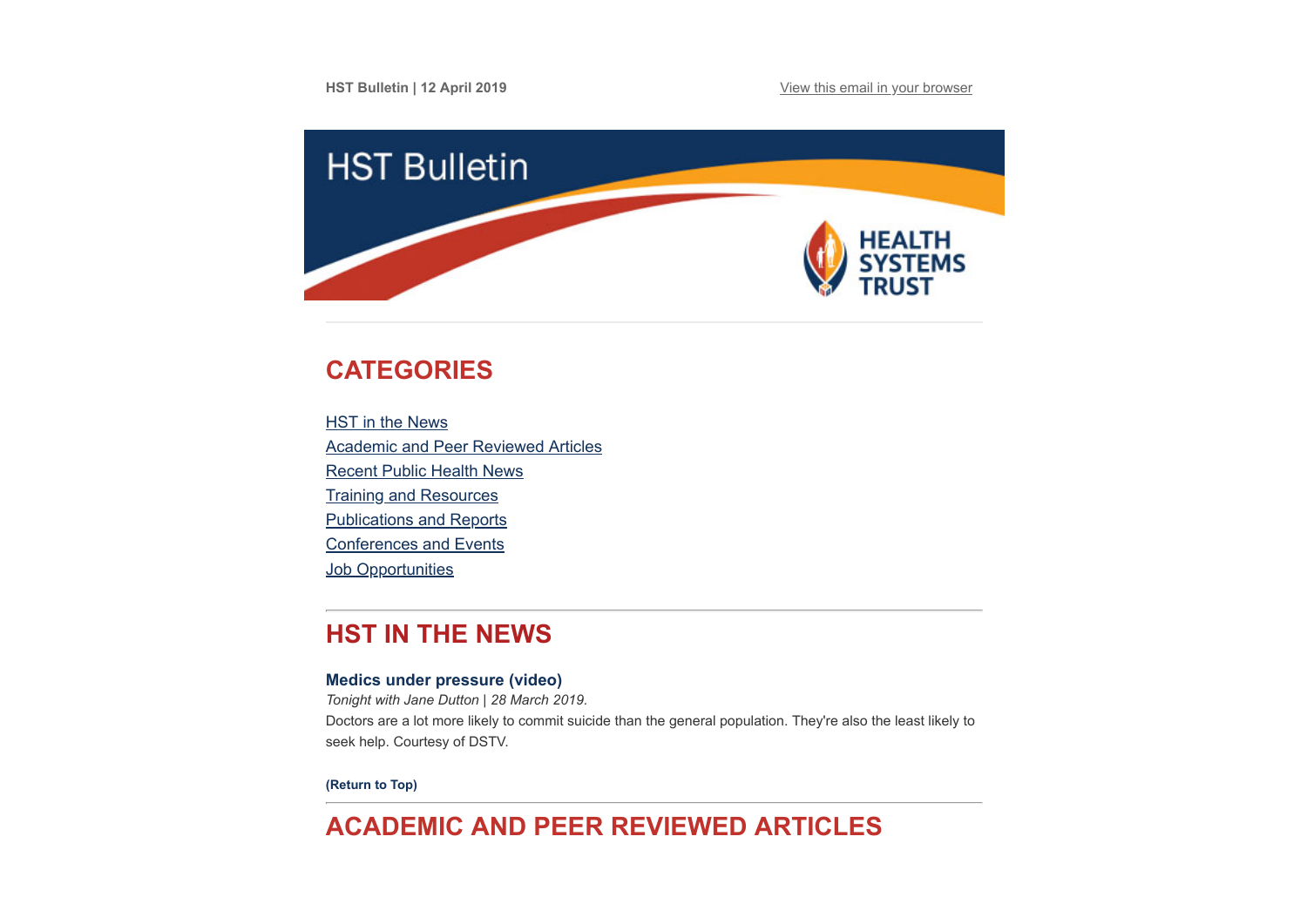HST Bulletin | 12 April 2019

View this email in your browser

# HST Bulletin

HEALTH SYSTEMS TRUST

## CATEGORIES

- HST in the News
- Academic and Peer Reviewed Articles
- Recent Public Health News
- Training and Resources
- Publications and Reports
- Conferences and Events
- Job Opportunities

## HST IN THE NEWS

**Medics under pressure (video)**

*Tonight with Jane Dutton | 28 March 2019.*

Doctors are a lot more likely to commit suicide than the general population. They're also the least likely to seek help. Courtesy of DSTV.

**(Return to Top)**

## ACADEMIC AND PEER REVIEWED ARTICLES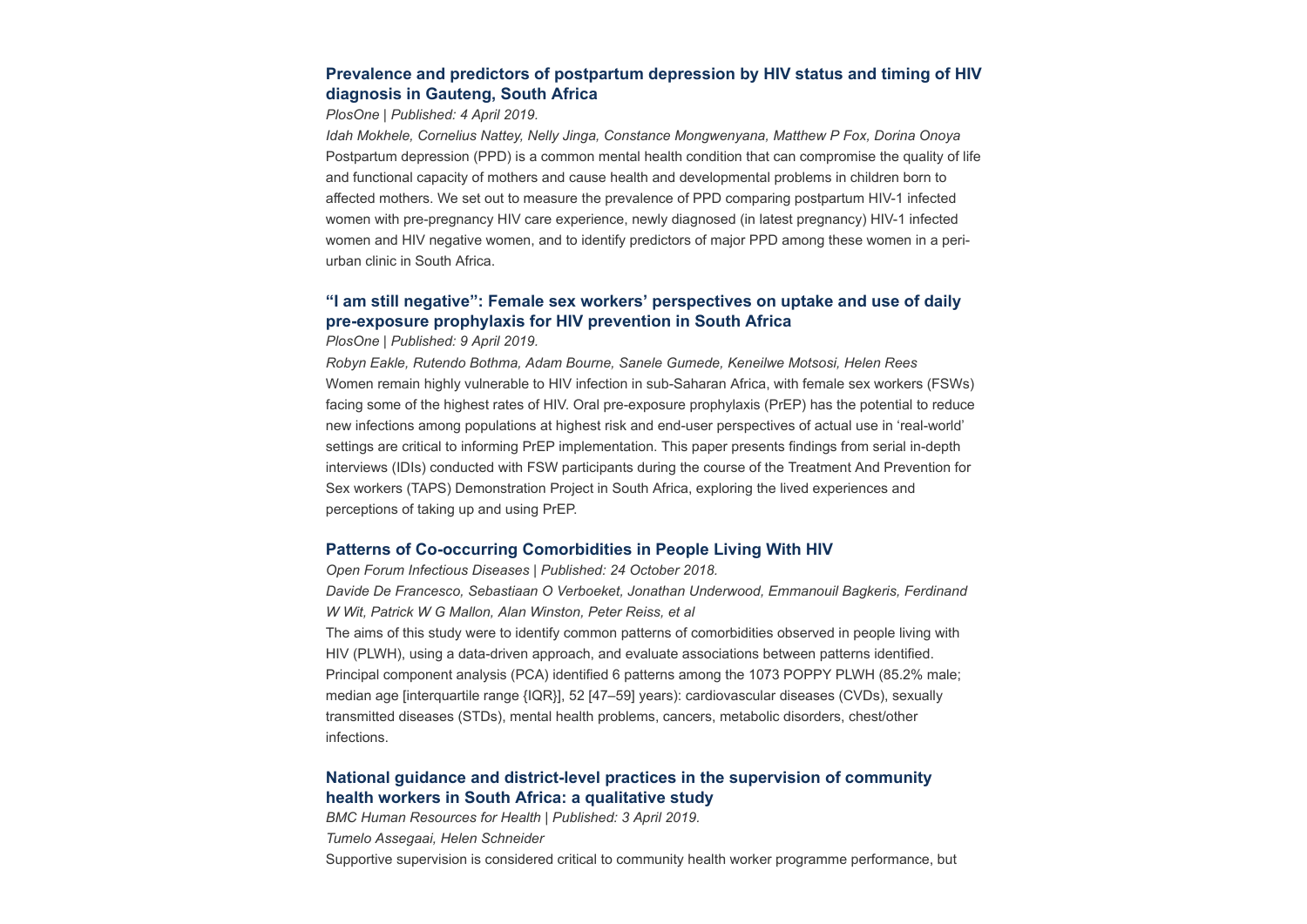### Prevalence and predictors of postpartum depression by HIV status and timing of HIV diagnosis in Gauteng, South Africa

*PlosOne | Published: 4 April 2019.*

*Idah Mokhele, Cornelius Nattey, Nelly Jinga, Constance Mongwenyana, Matthew P Fox, Dorina Onoya*

Postpartum depression (PPD) is a common mental health condition that can compromise the quality of life and functional capacity of mothers and cause health and developmental problems in children born to affected mothers. We set out to measure the prevalence of PPD comparing postpartum HIV-1 infected women with pre-pregnancy HIV care experience, newly diagnosed (in latest pregnancy) HIV-1 infected women and HIV negative women, and to identify predictors of major PPD among these women in a peri-urban clinic in South Africa.

### "I am still negative": Female sex workers' perspectives on uptake and use of daily pre-exposure prophylaxis for HIV prevention in South Africa

*PlosOne | Published: 9 April 2019.*

*Robyn Eakle, Rutendo Bothma, Adam Bourne, Sanele Gumede, Keneilwe Motsosi, Helen Rees*

Women remain highly vulnerable to HIV infection in sub-Saharan Africa, with female sex workers (FSWs) facing some of the highest rates of HIV. Oral pre-exposure prophylaxis (PrEP) has the potential to reduce new infections among populations at highest risk and end-user perspectives of actual use in 'real-world' settings are critical to informing PrEP implementation. This paper presents findings from serial in-depth interviews (IDIs) conducted with FSW participants during the course of the Treatment And Prevention for Sex workers (TAPS) Demonstration Project in South Africa, exploring the lived experiences and perceptions of taking up and using PrEP.

### Patterns of Co-occurring Comorbidities in People Living With HIV

*Open Forum Infectious Diseases | Published: 24 October 2018.*

*Davide De Francesco, Sebastiaan O Verboeket, Jonathan Underwood, Emmanouil Bagkeris, Ferdinand W Wit, Patrick W G Mallon, Alan Winston, Peter Reiss, et al*

The aims of this study were to identify common patterns of comorbidities observed in people living with HIV (PLWH), using a data-driven approach, and evaluate associations between patterns identified. Principal component analysis (PCA) identified 6 patterns among the 1073 POPPY PLWH (85.2% male; median age [interquartile range {IQR}], 52 [47–59] years): cardiovascular diseases (CVDs), sexually transmitted diseases (STDs), mental health problems, cancers, metabolic disorders, chest/other infections.

### National guidance and district-level practices in the supervision of community health workers in South Africa: a qualitative study

*BMC Human Resources for Health | Published: 3 April 2019.*

*Tumelo Assegaai, Helen Schneider*

Supportive supervision is considered critical to community health worker programme performance, but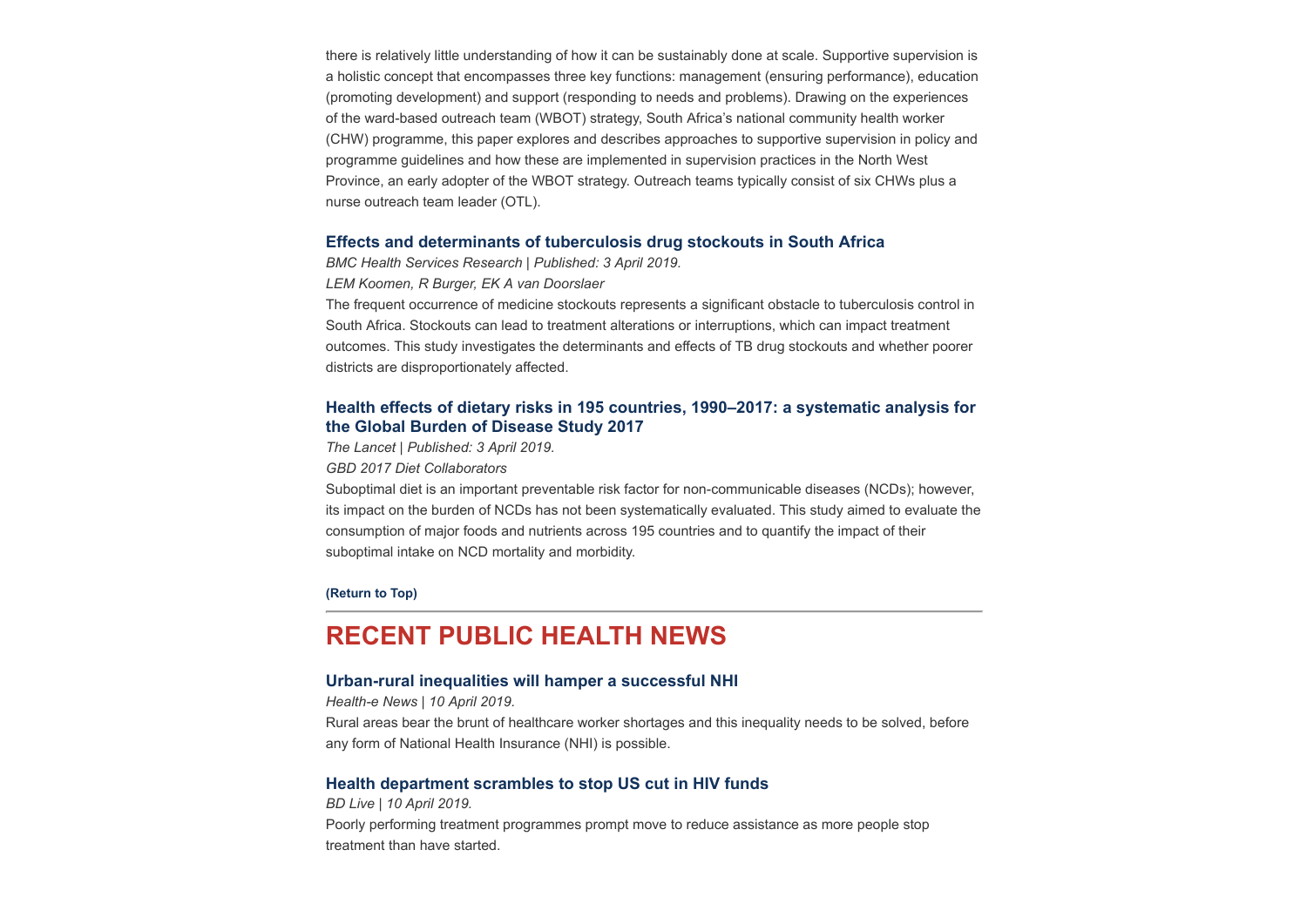there is relatively little understanding of how it can be sustainably done at scale. Supportive supervision is a holistic concept that encompasses three key functions: management (ensuring performance), education (promoting development) and support (responding to needs and problems). Drawing on the experiences of the ward-based outreach team (WBOT) strategy, South Africa's national community health worker (CHW) programme, this paper explores and describes approaches to supportive supervision in policy and programme guidelines and how these are implemented in supervision practices in the North West Province, an early adopter of the WBOT strategy. Outreach teams typically consist of six CHWs plus a nurse outreach team leader (OTL).

### Effects and determinants of tuberculosis drug stockouts in South Africa

*BMC Health Services Research | Published: 3 April 2019.*
*LEM Koomen, R Burger, EK A van Doorslaer*
The frequent occurrence of medicine stockouts represents a significant obstacle to tuberculosis control in South Africa. Stockouts can lead to treatment alterations or interruptions, which can impact treatment outcomes. This study investigates the determinants and effects of TB drug stockouts and whether poorer districts are disproportionately affected.

### Health effects of dietary risks in 195 countries, 1990–2017: a systematic analysis for the Global Burden of Disease Study 2017

*The Lancet | Published: 3 April 2019.*
*GBD 2017 Diet Collaborators*
Suboptimal diet is an important preventable risk factor for non-communicable diseases (NCDs); however, its impact on the burden of NCDs has not been systematically evaluated. This study aimed to evaluate the consumption of major foods and nutrients across 195 countries and to quantify the impact of their suboptimal intake on NCD mortality and morbidity.

**(Return to Top)**

---

## RECENT PUBLIC HEALTH NEWS

### Urban-rural inequalities will hamper a successful NHI

*Health-e News | 10 April 2019.*
Rural areas bear the brunt of healthcare worker shortages and this inequality needs to be solved, before any form of National Health Insurance (NHI) is possible.

### Health department scrambles to stop US cut in HIV funds

*BD Live | 10 April 2019.*
Poorly performing treatment programmes prompt move to reduce assistance as more people stop treatment than have started.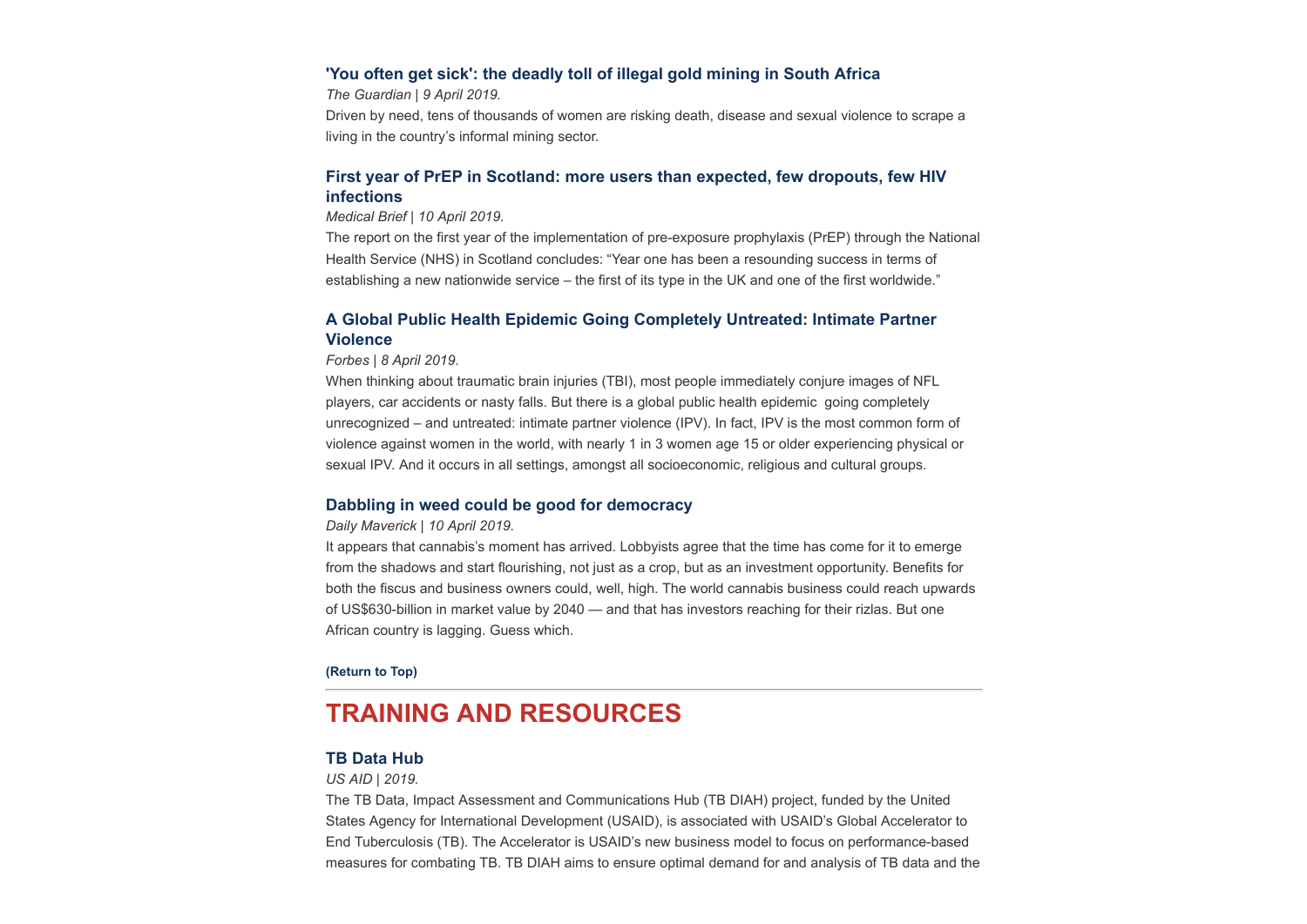### 'You often get sick': the deadly toll of illegal gold mining in South Africa

*The Guardian | 9 April 2019.*

Driven by need, tens of thousands of women are risking death, disease and sexual violence to scrape a living in the country's informal mining sector.

### First year of PrEP in Scotland: more users than expected, few dropouts, few HIV infections

*Medical Brief | 10 April 2019.*

The report on the first year of the implementation of pre-exposure prophylaxis (PrEP) through the National Health Service (NHS) in Scotland concludes: "Year one has been a resounding success in terms of establishing a new nationwide service – the first of its type in the UK and one of the first worldwide."

### A Global Public Health Epidemic Going Completely Untreated: Intimate Partner Violence

*Forbes | 8 April 2019.*

When thinking about traumatic brain injuries (TBI), most people immediately conjure images of NFL players, car accidents or nasty falls. But there is a global public health epidemic going completely unrecognized – and untreated: intimate partner violence (IPV). In fact, IPV is the most common form of violence against women in the world, with nearly 1 in 3 women age 15 or older experiencing physical or sexual IPV. And it occurs in all settings, amongst all socioeconomic, religious and cultural groups.

### Dabbling in weed could be good for democracy

*Daily Maverick | 10 April 2019.*

It appears that cannabis's moment has arrived. Lobbyists agree that the time has come for it to emerge from the shadows and start flourishing, not just as a crop, but as an investment opportunity. Benefits for both the fiscus and business owners could, well, high. The world cannabis business could reach upwards of US$630-billion in market value by 2040 — and that has investors reaching for their rizlas. But one African country is lagging. Guess which.

**(Return to Top)**

---

## TRAINING AND RESOURCES

### TB Data Hub

*US AID | 2019.*

The TB Data, Impact Assessment and Communications Hub (TB DIAH) project, funded by the United States Agency for International Development (USAID), is associated with USAID's Global Accelerator to End Tuberculosis (TB). The Accelerator is USAID's new business model to focus on performance-based measures for combating TB. TB DIAH aims to ensure optimal demand for and analysis of TB data and the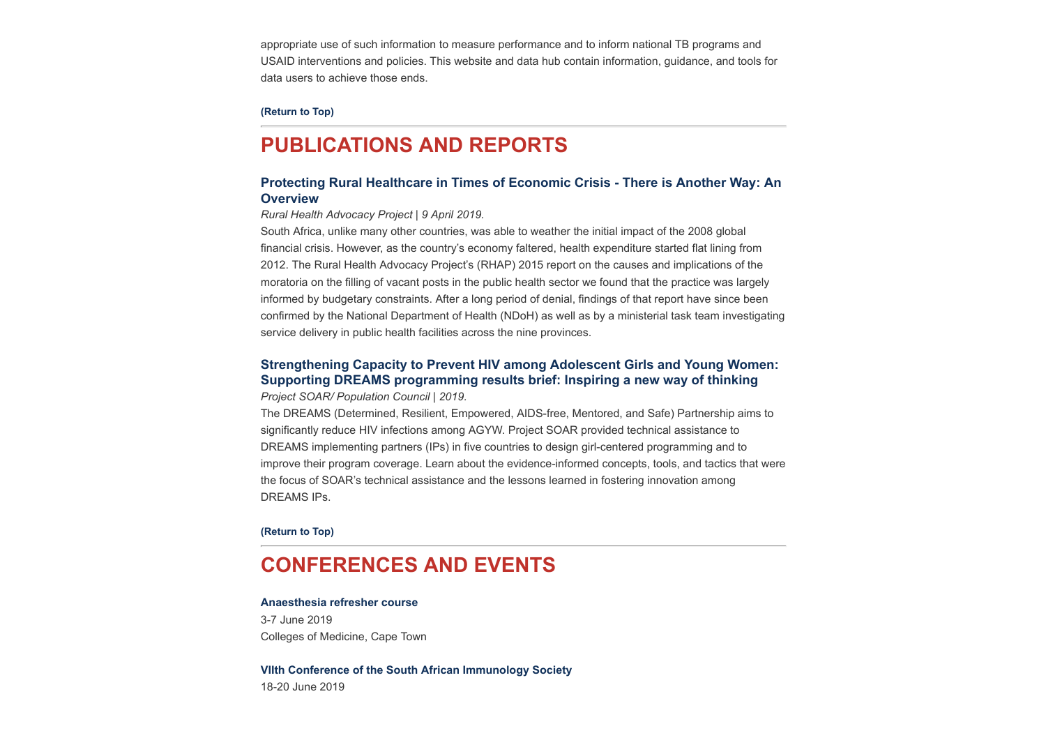appropriate use of such information to measure performance and to inform national TB programs and USAID interventions and policies. This website and data hub contain information, guidance, and tools for data users to achieve those ends.

**(Return to Top)**

---

# PUBLICATIONS AND REPORTS

### Protecting Rural Healthcare in Times of Economic Crisis - There is Another Way: An Overview

*Rural Health Advocacy Project | 9 April 2019.*

South Africa, unlike many other countries, was able to weather the initial impact of the 2008 global financial crisis. However, as the country's economy faltered, health expenditure started flat lining from 2012. The Rural Health Advocacy Project's (RHAP) 2015 report on the causes and implications of the moratoria on the filling of vacant posts in the public health sector we found that the practice was largely informed by budgetary constraints. After a long period of denial, findings of that report have since been confirmed by the National Department of Health (NDoH) as well as by a ministerial task team investigating service delivery in public health facilities across the nine provinces.

### Strengthening Capacity to Prevent HIV among Adolescent Girls and Young Women: Supporting DREAMS programming results brief: Inspiring a new way of thinking

*Project SOAR/ Population Council | 2019.*

The DREAMS (Determined, Resilient, Empowered, AIDS-free, Mentored, and Safe) Partnership aims to significantly reduce HIV infections among AGYW. Project SOAR provided technical assistance to DREAMS implementing partners (IPs) in five countries to design girl-centered programming and to improve their program coverage. Learn about the evidence-informed concepts, tools, and tactics that were the focus of SOAR's technical assistance and the lessons learned in fostering innovation among DREAMS IPs.

**(Return to Top)**

---

# CONFERENCES AND EVENTS

**Anaesthesia refresher course**
3-7 June 2019
Colleges of Medicine, Cape Town

**VIIth Conference of the South African Immunology Society**
18-20 June 2019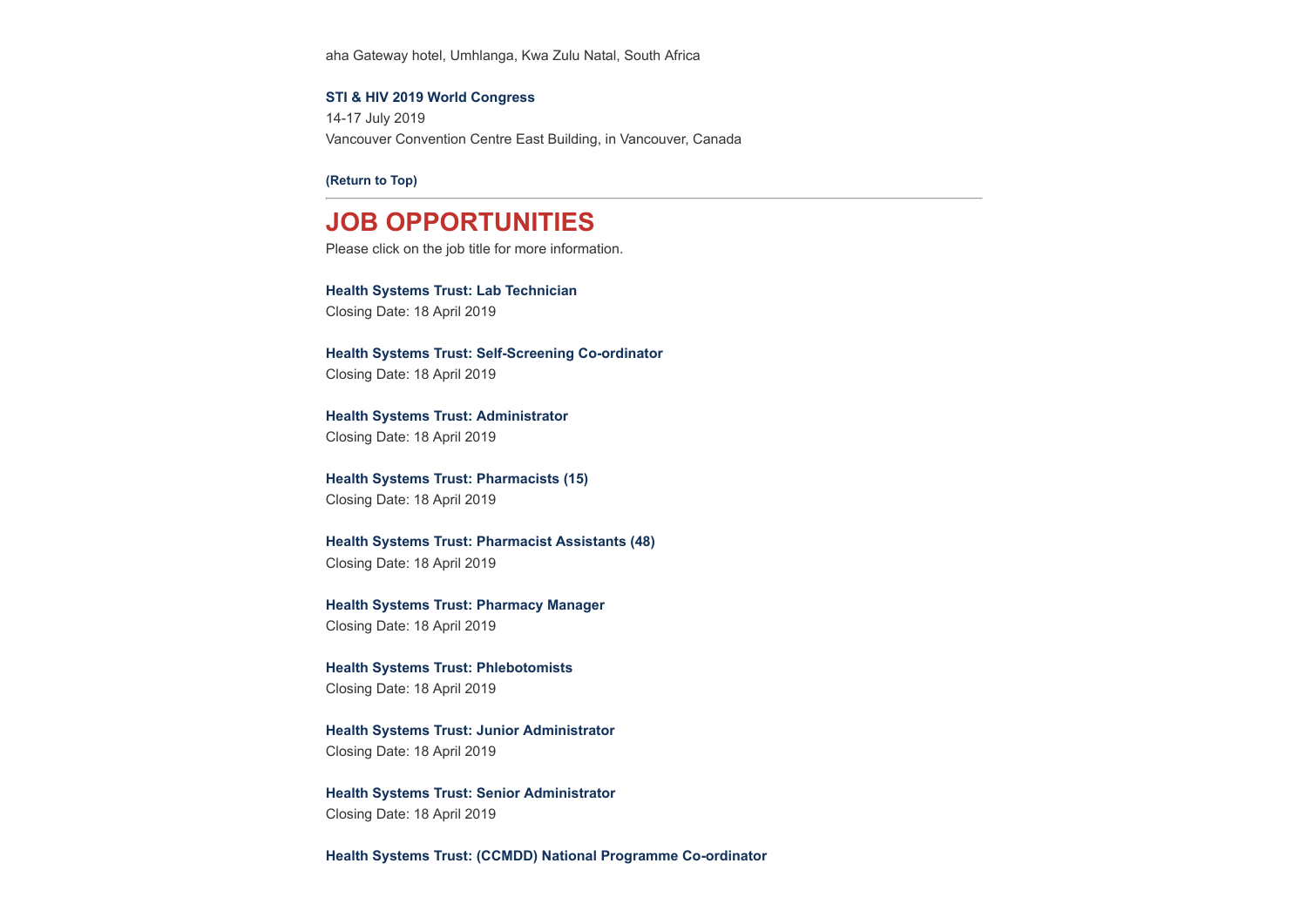aha Gateway hotel, Umhlanga, Kwa Zulu Natal, South Africa

**STI & HIV 2019 World Congress**
14-17 July 2019
Vancouver Convention Centre East Building, in Vancouver, Canada

**(Return to Top)**

---

## JOB OPPORTUNITIES

Please click on the job title for more information.

**Health Systems Trust: Lab Technician**
Closing Date: 18 April 2019

**Health Systems Trust: Self-Screening Co-ordinator**
Closing Date: 18 April 2019

**Health Systems Trust: Administrator**
Closing Date: 18 April 2019

**Health Systems Trust: Pharmacists (15)**
Closing Date: 18 April 2019

**Health Systems Trust: Pharmacist Assistants (48)**
Closing Date: 18 April 2019

**Health Systems Trust: Pharmacy Manager**
Closing Date: 18 April 2019

**Health Systems Trust: Phlebotomists**
Closing Date: 18 April 2019

**Health Systems Trust: Junior Administrator**
Closing Date: 18 April 2019

**Health Systems Trust: Senior Administrator**
Closing Date: 18 April 2019

**Health Systems Trust: (CCMDD) National Programme Co-ordinator**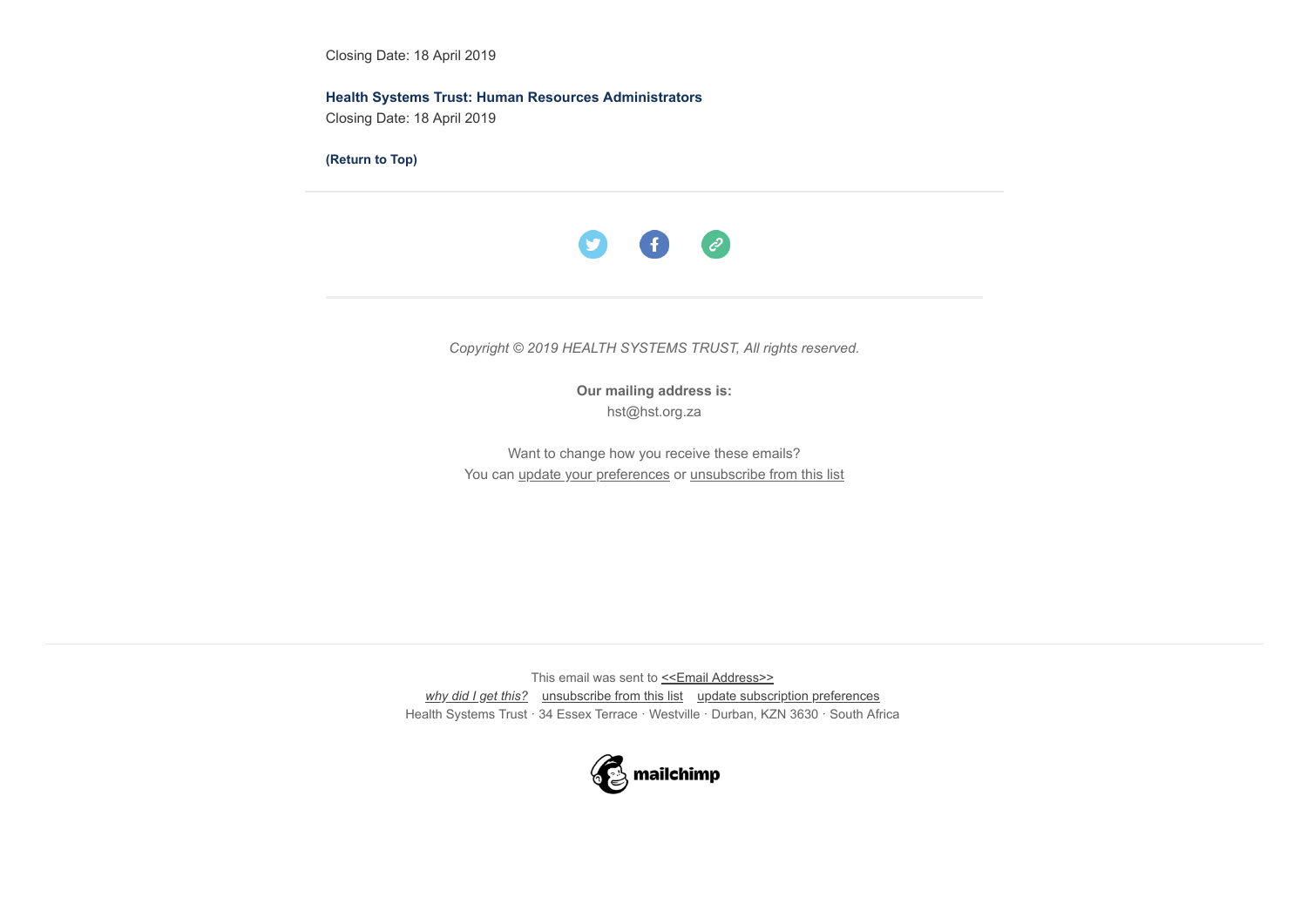Closing Date: 18 April 2019

**Health Systems Trust: Human Resources Administrators**
Closing Date: 18 April 2019

**(Return to Top)**

---

*Copyright © 2019 HEALTH SYSTEMS TRUST, All rights reserved.*

**Our mailing address is:**
hst@hst.org.za

Want to change how you receive these emails?
You can update your preferences or unsubscribe from this list

---

This email was sent to <<Email Address>>
*why did I get this?* unsubscribe from this list update subscription preferences
Health Systems Trust · 34 Essex Terrace · Westville · Durban, KZN 3630 · South Africa

mailchimp